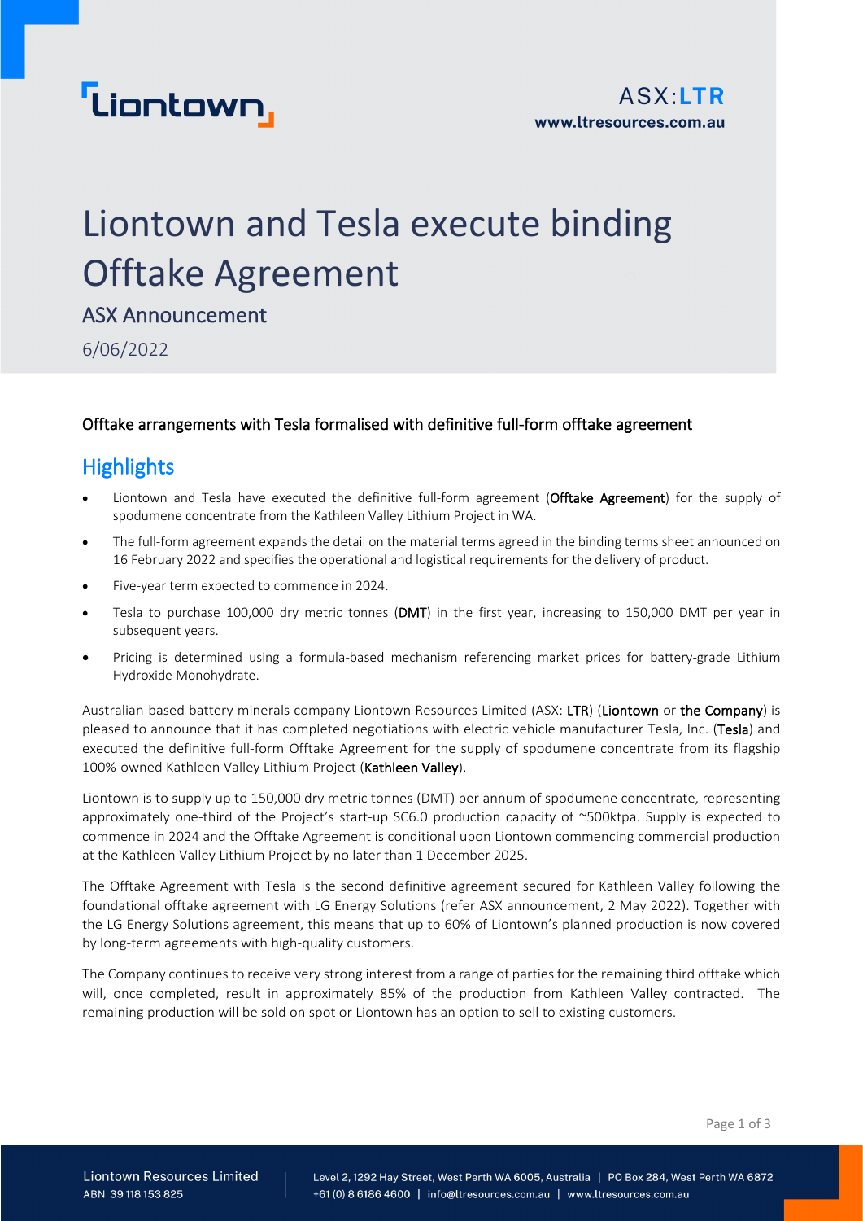Liontown

ASX:LTR
www.ltresources.com.au

# Liontown and Tesla execute binding Offtake Agreement

## ASX Announcement

6/06/2022

### Offtake arrangements with Tesla formalised with definitive full-form offtake agreement

## Highlights

- Liontown and Tesla have executed the definitive full-form agreement (**Offtake Agreement**) for the supply of spodumene concentrate from the Kathleen Valley Lithium Project in WA.
- The full-form agreement expands the detail on the material terms agreed in the binding terms sheet announced on 16 February 2022 and specifies the operational and logistical requirements for the delivery of product.
- Five-year term expected to commence in 2024.
- Tesla to purchase 100,000 dry metric tonnes (**DMT**) in the first year, increasing to 150,000 DMT per year in subsequent years.
- Pricing is determined using a formula-based mechanism referencing market prices for battery-grade Lithium Hydroxide Monohydrate.

Australian-based battery minerals company Liontown Resources Limited (ASX: **LTR**) (**Liontown** or **the Company**) is pleased to announce that it has completed negotiations with electric vehicle manufacturer Tesla, Inc. (**Tesla**) and executed the definitive full-form Offtake Agreement for the supply of spodumene concentrate from its flagship 100%-owned Kathleen Valley Lithium Project (**Kathleen Valley**).

Liontown is to supply up to 150,000 dry metric tonnes (DMT) per annum of spodumene concentrate, representing approximately one-third of the Project's start-up SC6.0 production capacity of ~500ktpa. Supply is expected to commence in 2024 and the Offtake Agreement is conditional upon Liontown commencing commercial production at the Kathleen Valley Lithium Project by no later than 1 December 2025.

The Offtake Agreement with Tesla is the second definitive agreement secured for Kathleen Valley following the foundational offtake agreement with LG Energy Solutions (refer ASX announcement, 2 May 2022). Together with the LG Energy Solutions agreement, this means that up to 60% of Liontown's planned production is now covered by long-term agreements with high-quality customers.

The Company continues to receive very strong interest from a range of parties for the remaining third offtake which will, once completed, result in approximately 85% of the production from Kathleen Valley contracted. The remaining production will be sold on spot or Liontown has an option to sell to existing customers.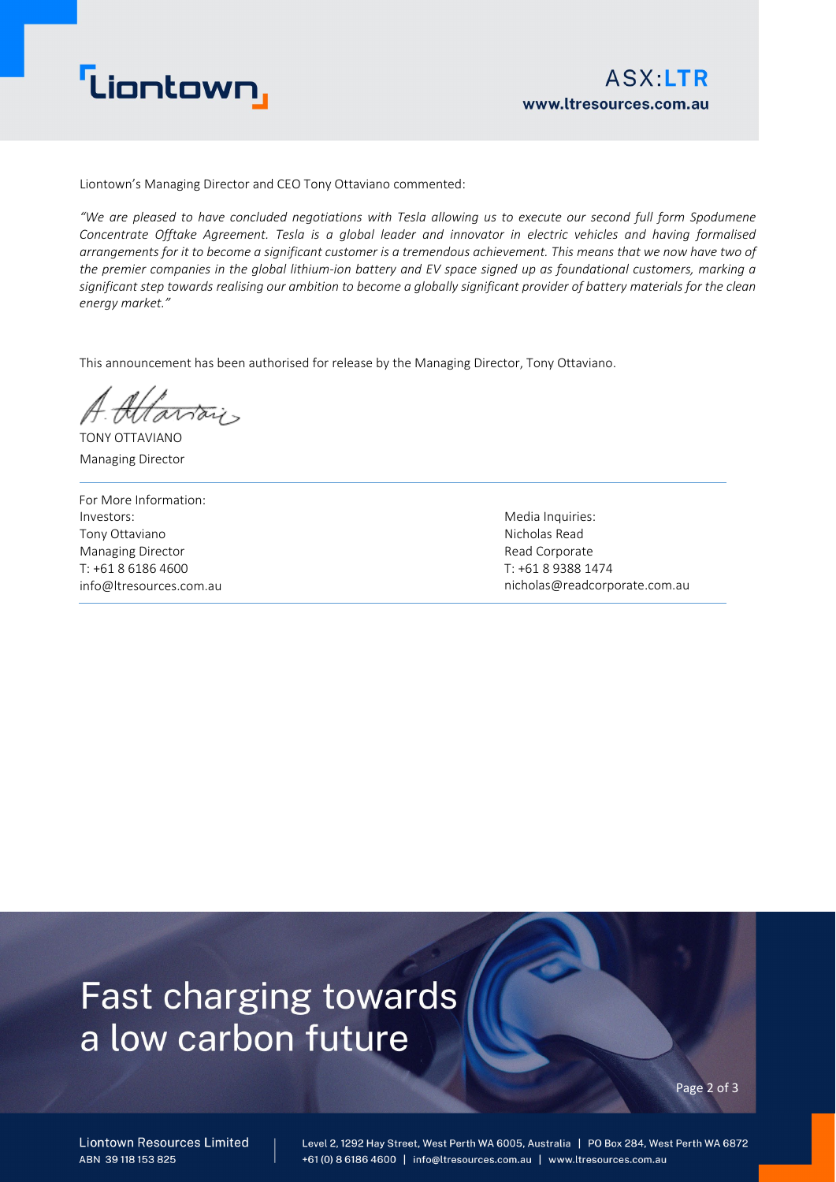Liontown's Managing Director and CEO Tony Ottaviano commented:

*"We are pleased to have concluded negotiations with Tesla allowing us to execute our second full form Spodumene Concentrate Offtake Agreement. Tesla is a global leader and innovator in electric vehicles and having formalised arrangements for it to become a significant customer is a tremendous achievement. This means that we now have two of the premier companies in the global lithium-ion battery and EV space signed up as foundational customers, marking a significant step towards realising our ambition to become a globally significant provider of battery materials for the clean energy market."*

This announcement has been authorised for release by the Managing Director, Tony Ottaviano.

TONY OTTAVIANO
Managing Director

For More Information:

Investors:
Tony Ottaviano
Managing Director
T: +61 8 6186 4600
info@ltresources.com.au

Media Inquiries:
Nicholas Read
Read Corporate
T: +61 8 9388 1474
nicholas@readcorporate.com.au

Fast charging towards a low carbon future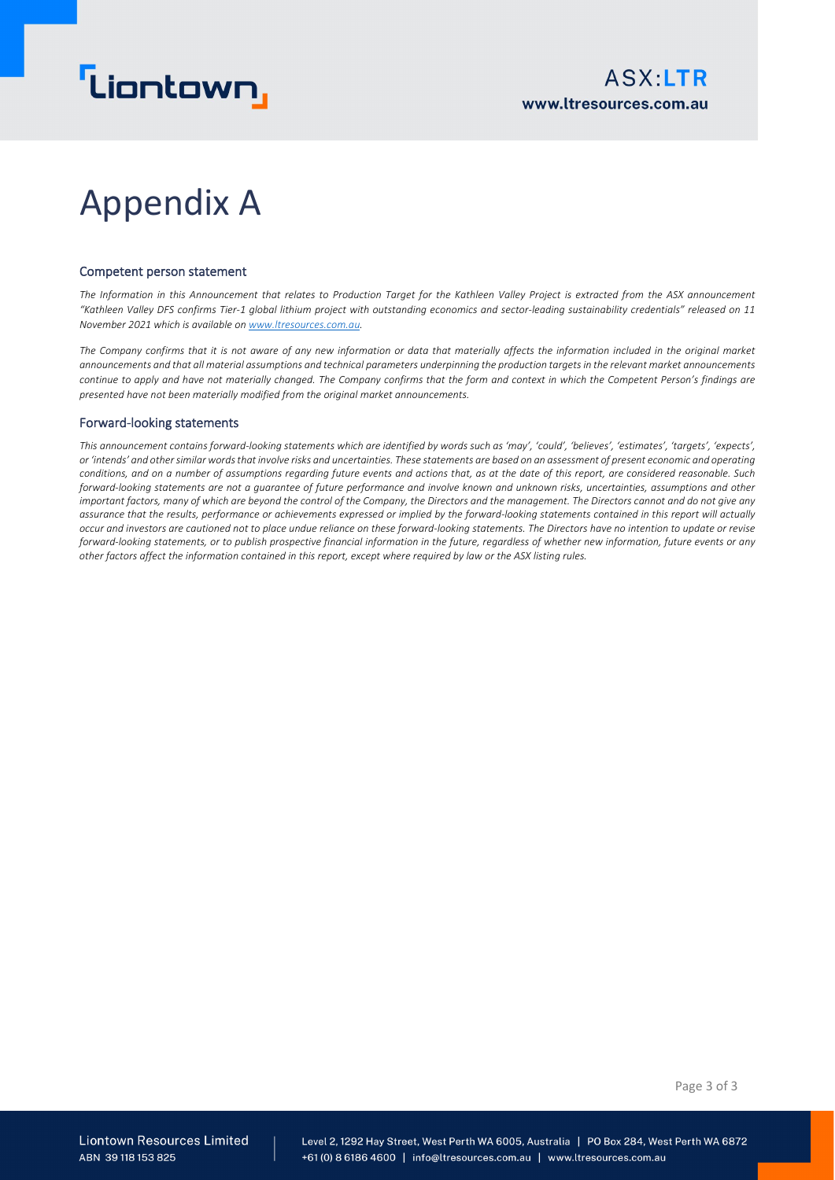# Appendix A

## Competent person statement

*The Information in this Announcement that relates to Production Target for the Kathleen Valley Project is extracted from the ASX announcement "Kathleen Valley DFS confirms Tier-1 global lithium project with outstanding economics and sector-leading sustainability credentials" released on 11 November 2021 which is available on www.ltresources.com.au.*

*The Company confirms that it is not aware of any new information or data that materially affects the information included in the original market announcements and that all material assumptions and technical parameters underpinning the production targets in the relevant market announcements continue to apply and have not materially changed. The Company confirms that the form and context in which the Competent Person's findings are presented have not been materially modified from the original market announcements.*

## Forward-looking statements

*This announcement contains forward-looking statements which are identified by words such as 'may', 'could', 'believes', 'estimates', 'targets', 'expects', or 'intends' and other similar words that involve risks and uncertainties. These statements are based on an assessment of present economic and operating conditions, and on a number of assumptions regarding future events and actions that, as at the date of this report, are considered reasonable. Such forward-looking statements are not a guarantee of future performance and involve known and unknown risks, uncertainties, assumptions and other important factors, many of which are beyond the control of the Company, the Directors and the management. The Directors cannot and do not give any assurance that the results, performance or achievements expressed or implied by the forward-looking statements contained in this report will actually occur and investors are cautioned not to place undue reliance on these forward-looking statements. The Directors have no intention to update or revise forward-looking statements, or to publish prospective financial information in the future, regardless of whether new information, future events or any other factors affect the information contained in this report, except where required by law or the ASX listing rules.*